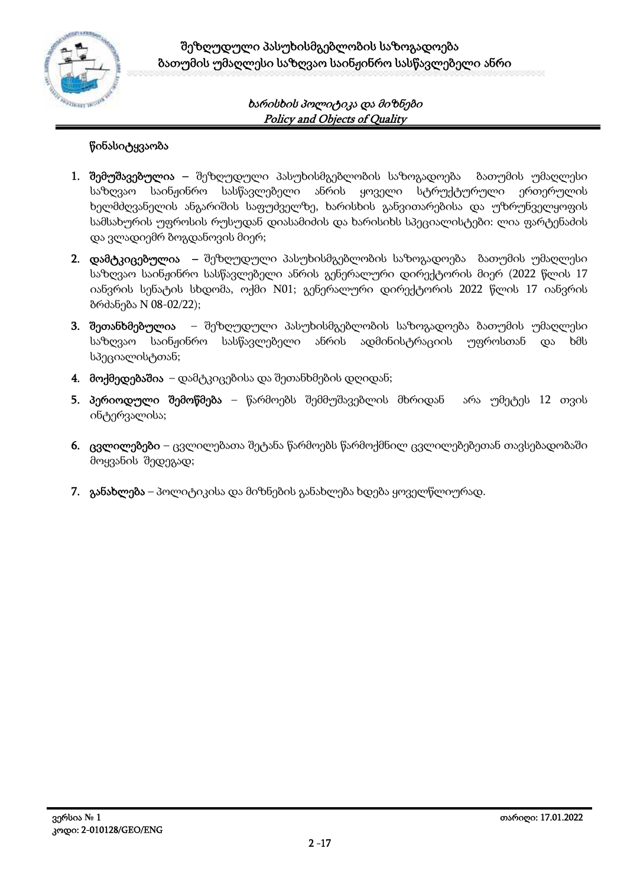# შეზღუდული პასუხისმგებლობის საზოგადოება ბათუმის უმაღლესი საზღვაო საინჟინრო სასწავლებელი ანრი

*ხარისხის პოლიტიკა და მიზნები*
*Policy and Objects of Quality*

## წინასიტყვაობა

1. **შემუშავებულია** – შეზღუდული პასუხისმგებლობის საზოგადოება ბათუმის უმაღლესი საზღვაო საინჟინრო სასწავლებელი ანრის ყოველი სტრუქტურული ერთეულის ხელმძღვანელის ანგარიშის საფუძველზე, ხარისხის განვითარებისა და უზრუნველყოფის სამსახურის უფროსის რუსუდან დიასამიძის და ხარისიხს სპეციალისტები: ლია ფარტენაძის და ვლადიემრ ბოგდანოვის მიერ;
2. **დამტკიცებულია** – შეზღუდული პასუხისმგებლობის საზოგადოება ბათუმის უმაღლესი საზღვაო საინჟინრო სასწავლებელი ანრის გენერალური დირექტორის მიერ (2022 წლის 17 იანვრის სენატის სხდომა, ოქმი N01; გენერალური დირექტორის 2022 წლის 17 იანვრის ბრძანება N 08-02/22);
3. **შეთანხმებულია** – შეზღუდული პასუხისმგებლობის საზოგადოება ბათუმის უმაღლესი საზღვაო საინჟინრო სასწავლებელი ანრის ადმინისტრაციის უფროსთან და ხმს სპეციალისტთან;
4. **მოქმედებაშია** – დამტკიცებისა და შეთანხმების დღიდან;
5. **პერიოდული შემოწმება** – წარმოებს შემმუშავებლის მხრიდან არა უმეტეს 12 თვის ინტერვალისა;
6. **ცვლილებები** – ცვლილებათა შეტანა წარმოებს წარმოქმნილ ცვლილებებეთან თავსებადობაში მოყვანის შედეგად;
7. **განახლება** – პოლიტიკისა და მიზნების განახლება ხდება ყოველწლიურად.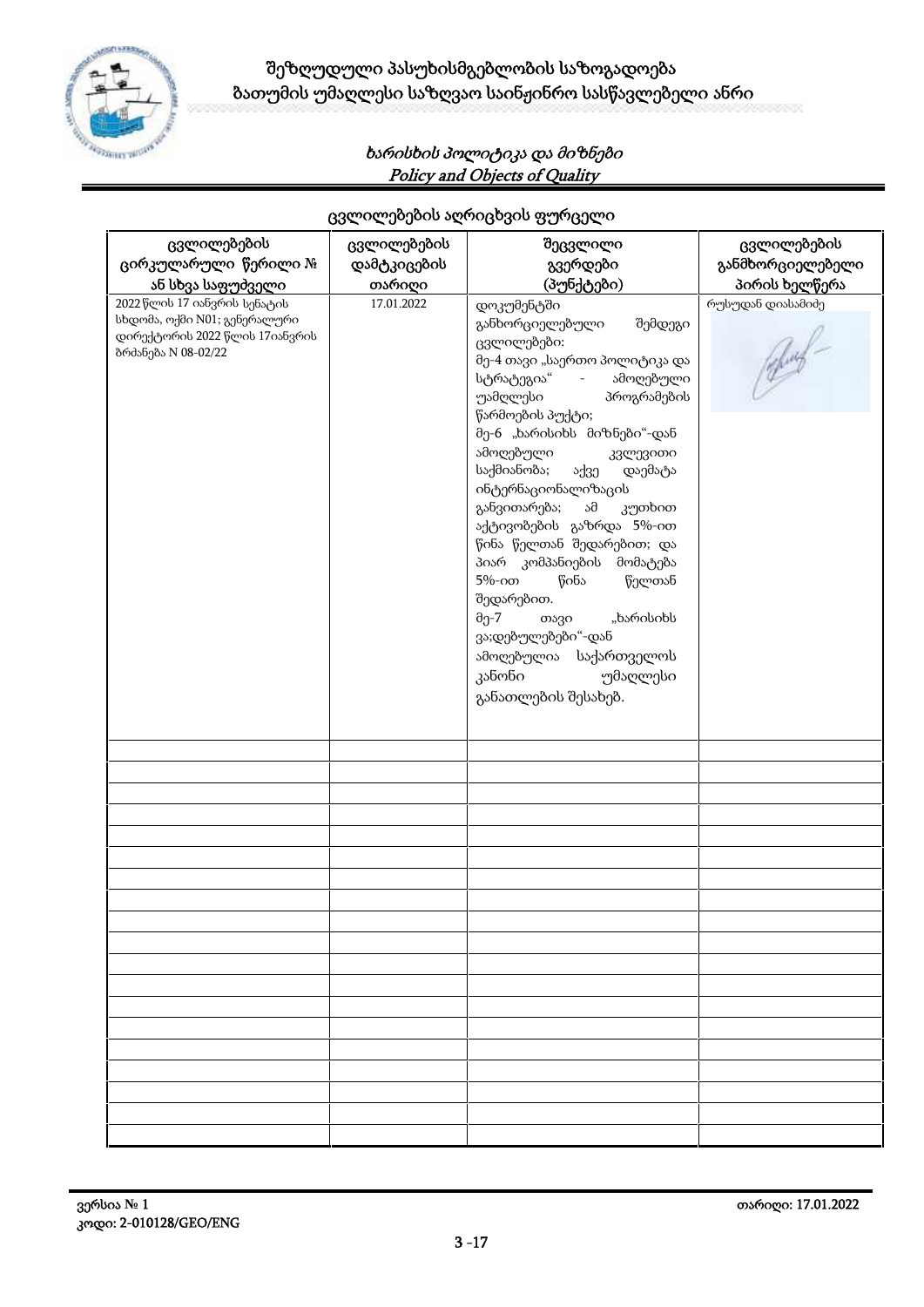## ცვლილებების აღრიცხვის ფურცელი

| ცვლილებების ცირკულარული წერილი № ან სხვა საფუძველი | ცვლილებების დამტკიცების თარიღი | შეცვლილი გვერდები (პუნქტები) | ცვლილებების განმხორციელებელი პირის ხელწერა |
|---|---|---|---|
| 2022 წლის 17 იანვრის სენატის სხდომა, ოქმი N01; გენერალური დირექტორის 2022 წლის 17იანვრის ბრძანება N 08-02/22 | 17.01.2022 | დოკუმენტში განხორციელებული შემდეგი ცვლილებები: მე-4 თავი „საერთო პოლიტიკა და სტრატეგია" - ამოღებული უმაღლესი პროგრამების წარმოების პუქტი; მე-6 „ხარისხს მიზნები"-დან ამოღებული კვლევითი საქმიანობა; აქვე დაემატა ინტერნაციონალიზაცის განვითარება; ამ კუთხით აქტივობების გაზრდა 5%-ით წინა წელთან შედარებით; და პიარ კომპანიების მომატება 5%-ით წინა წელთან შედარებით. მე-7 თავი „ხარისხს ვა;დებულებები"-დან ამოღებულია საქართველოს კანონი უმაღლესი განათლების შესახებ. | რუსუდან დიასამიძე |
| | | | |
| | | | |
| | | | |
| | | | |
| | | | |
| | | | |
| | | | |
| | | | |
| | | | |
| | | | |
| | | | |
| | | | |
| | | | |
| | | | |
| | | | |
| | | | |
| | | | |
| | | | |

ვერსია № 1
კოდი: 2-010128/GEO/ENG

თარიღი: 17.01.2022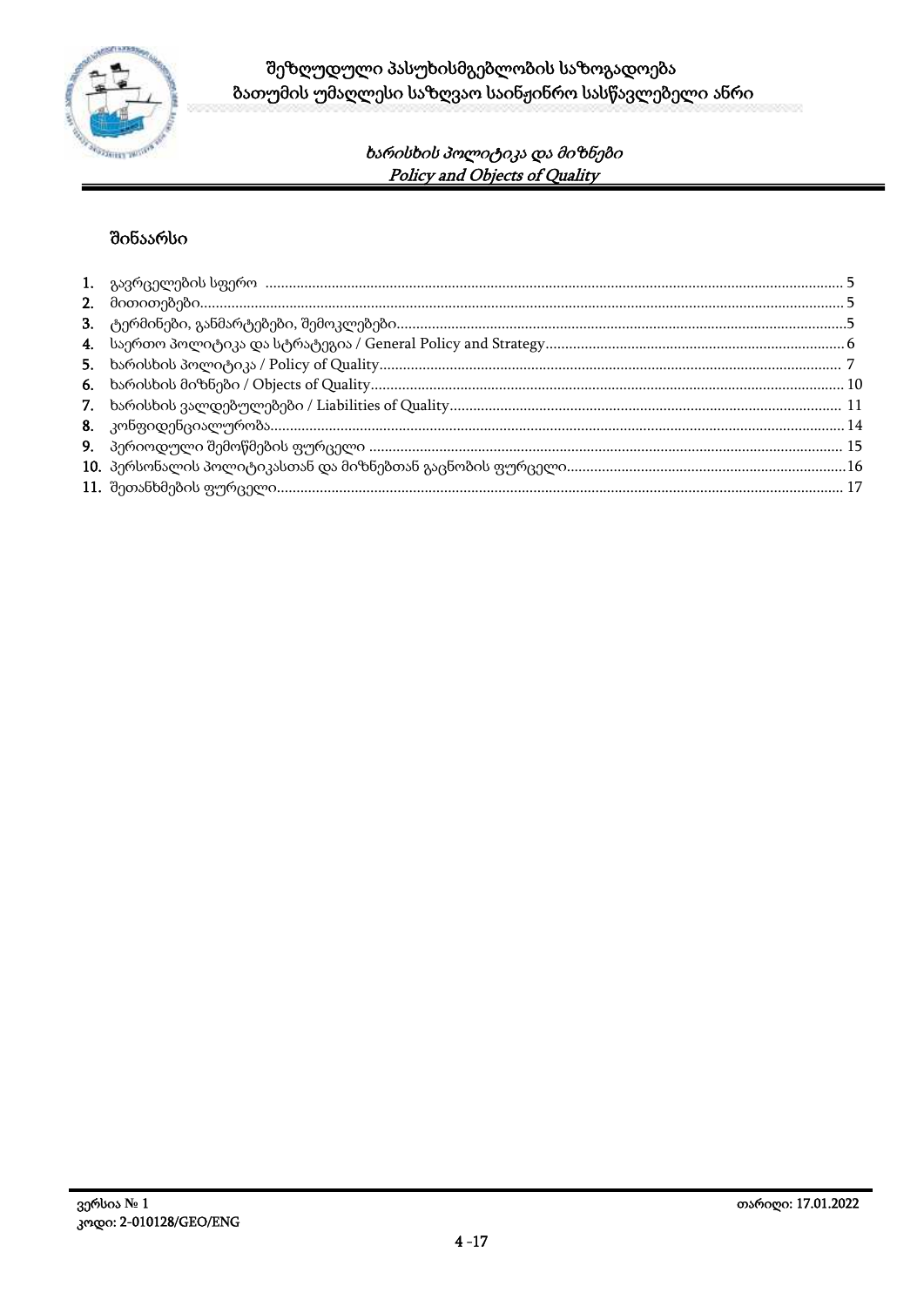## შინაარსი

1. გავრცელების სფერო ............ 5
2. მითითებები............ 5
3. ტერმინები, განმარტებები, შემოკლებები............ 5
4. საერთო პოლიტიკა და სტრატეგია / General Policy and Strategy............ 6
5. ხარისხის პოლიტიკა / Policy of Quality............ 7
6. ხარისხის მიზნები / Objects of Quality............ 10
7. ხარისხის ვალდებულებები / Liabilities of Quality............ 11
8. კონფიდენციალურობა............ 14
9. პერიოდული შემოწმების ფურცელი ............ 15
10. პერსონალის პოლიტიკასთან და მიზნებთან გაცნობის ფურცელი............ 16
11. შეთანხმების ფურცელი............ 17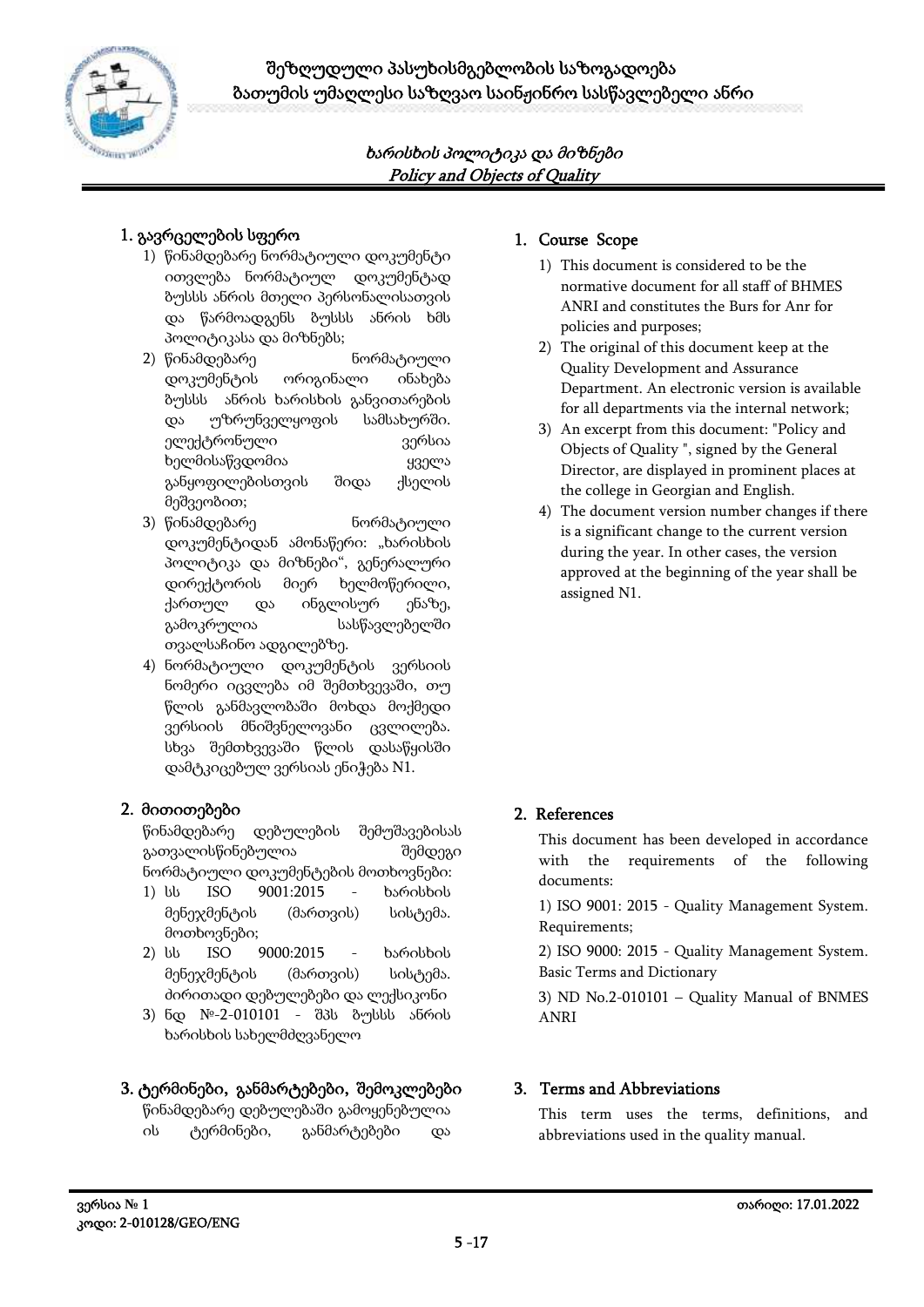## 1. გავრცელების სფერო

1) წინამდებარე ნორმატიული დოკუმენტი ითვლება ნორმატიულ დოკუმენტად ბუსსს ანრის მთელი პერსონალისათვის და წარმოადგენს ბუსსს ანრის ხმს პოლიტიკასა და მიზნებს;
2) წინამდებარე ნორმატიული დოკუმენტის ორიგინალი ინახება ბუსსს ანრის ხარისხის განვითარების და უზრუნველყოფის სამსახურში. ელექტრონული ვერსია ხელმისაწვდომია ყველა განყოფილებისთვის შიდა ქსელის მეშვეობით;
3) წინამდებარე ნორმატიული დოკუმენტიდან ამონაწერი: „ხარისხის პოლიტიკა და მიზნები", გენერალური დირექტორის მიერ ხელმოწერილი, ქართულ და ინგლისურ ენაზე, გამოკრულია სასწავლებელში თვალსაჩინო ადგილებზე.
4) ნორმატიული დოკუმენტის ვერსიის ნომერი იცვლება იმ შემთხვევაში, თუ წლის განმავლობაში მოხდა მოქმედი ვერსიის მნიშვნელოვანი ცვლილება. სხვა შემთხვევაში წლის დასაწყისში დამტკიცებულ ვერსიას ენიჭება N1.

## 1. Course Scope

1) This document is considered to be the normative document for all staff of BHMES ANRI and constitutes the Burs for Anr for policies and purposes;
2) The original of this document keep at the Quality Development and Assurance Department. An electronic version is available for all departments via the internal network;
3) An excerpt from this document: "Policy and Objects of Quality ", signed by the General Director, are displayed in prominent places at the college in Georgian and English.
4) The document version number changes if there is a significant change to the current version during the year. In other cases, the version approved at the beginning of the year shall be assigned N1.

## 2. მითითებები

წინამდებარე დებულების შემუშავებისას გათვალისწინებულია შემდეგი ნორმატიული დოკუმენტების მოთხოვნები:

1) სს ISO 9001:2015 - ხარისხის მენეჯმენტის (მართვის) სისტემა. მოთხოვნები;
2) სს ISO 9000:2015 - ხარისხის მენეჯმენტის (მართვის) სისტემა. ძირითადი დებულებები და ლექსიკონი
3) ნდ №-2-010101 - შპს ბუსსს ანრის ხარისხის სახელმძღვანელო

## 2. References

This document has been developed in accordance with the requirements of the following documents:

1) ISO 9001: 2015 - Quality Management System. Requirements;

2) ISO 9000: 2015 - Quality Management System. Basic Terms and Dictionary

3) ND No.2-010101 – Quality Manual of BNMES ANRI

## 3. ტერმინები, განმარტებები, შემოკლებები

წინამდებარე დებულებაში გამოყენებულია ის ტერმინები, განმარტებები და

## 3. Terms and Abbreviations

This term uses the terms, definitions, and abbreviations used in the quality manual.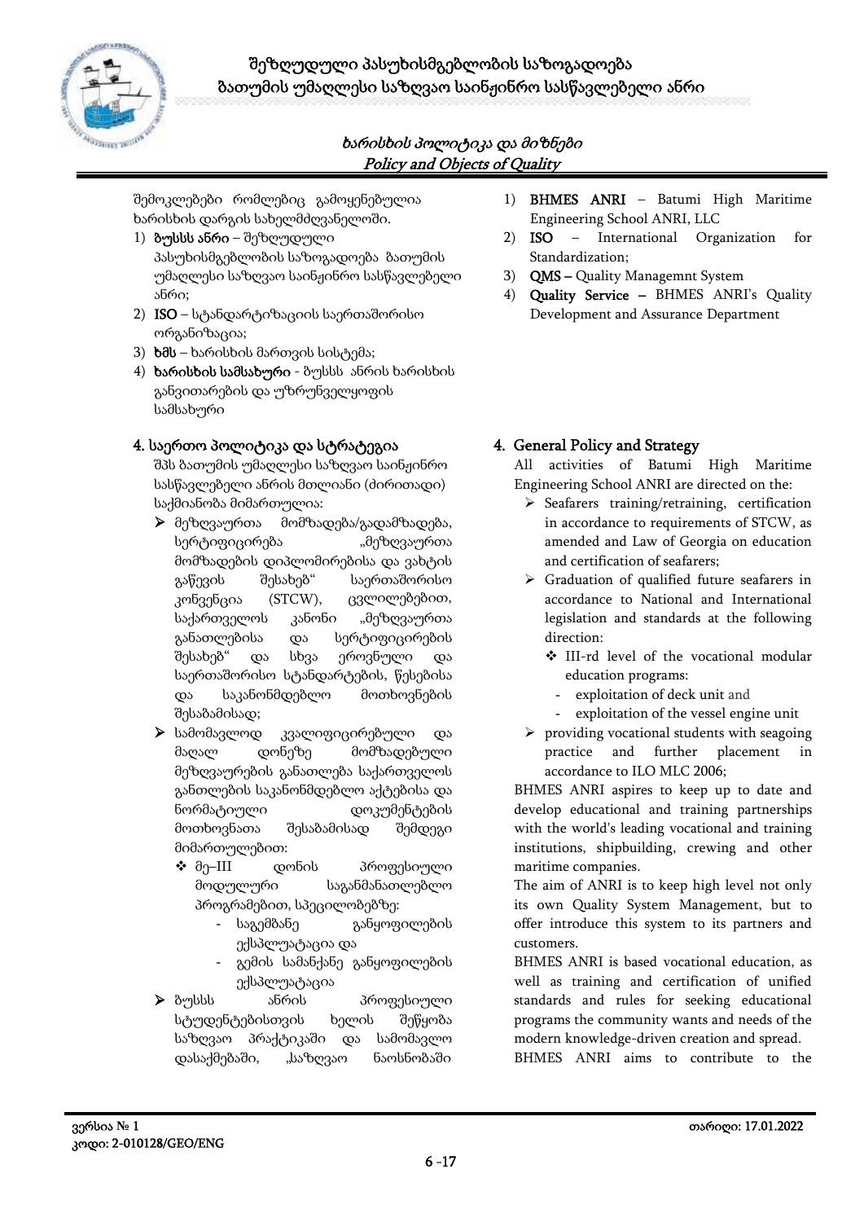შემოკლებები რომლებიც გამოყენებულია ხარისხის დარგის სახელმძღვანელოში.

1) **ბუსსს ანრი** – შეზღუდული პასუხისმგებლობის საზოგადოება ბათუმის უმაღლესი საზღვაო საინჟინრო სასწავლებელი ანრი;
2) **ISO** – სტანდარტიზაციის საერთაშორისო ორგანიზაცია;
3) **ხმს** – ხარისხის მართვის სისტემა;
4) **ხარისხის სამსახური** - ბუსსს ანრის ხარისხის განვითარების და უზრუნველყოფის სამსახური

## 4. საერთო პოლიტიკა და სტრატეგია

შპს ბათუმის უმაღლესი საზღვაო საინჟინრო სასწავლებელი ანრის მთლიანი (ძირითადი) საქმიანობა მიმართულია:

- მეზღვაურთა მომზადება/გადამზადება, სერტიფიცირება „მეზღვაურთა მომზადების დიპლომირებისა და ვახტის გაწევის შესახებ" საერთაშორისო კონვენცია (STCW), ცვლილებებით, საქართველოს კანონი „მეზღვაურთა განათლებისა და სერტიფიცირების შესახებ" და სხვა ეროვნული და საერთაშორისო სტანდარტების, წესებისა და საკანონმდებლო მოთხოვნების შესაბამისად;
- სამომავლოდ კვალიფიცირებული და მაღალ დონეზე მომზადებული მეზღვაურების განათლება საქართველოს განთლების საკანონმდებლო აქტებისა და ნორმატიული დოკუმენტების მოთხოვნათა შესაბამისად შემდეგი მიმართულებით:
  - მე–III დონის პროფესიული მოდულური საგანმანათლებლო პროგრამებით, სპეცილობებზე:
    - საგემბანე განყოფილების ექსპლუატაცია და
    - გემის სამანქანე განყოფილების ექსპლუატაცია
- ბუსსს ანრის პროფესიული სტუდენტებისთვის ხელის შეწყობა საზღვაო პრაქტიკაში და სამომავლო დასაქმებაში, „საზღვაო ნაოსნობაში

Abbreviations

1) **BHMES ANRI** – Batumi High Maritime Engineering School ANRI, LLC
2) **ISO** – International Organization for Standardization;
3) **QMS –** Quality Managemnt System
4) **Quality Service –** BHMES ANRI's Quality Development and Assurance Department

## 4. General Policy and Strategy

All activities of Batumi High Maritime Engineering School ANRI are directed on the:

- Seafarers training/retraining, certification in accordance to requirements of STCW, as amended and Law of Georgia on education and certification of seafarers;
- Graduation of qualified future seafarers in accordance to National and International legislation and standards at the following direction:
  - III-rd level of the vocational modular education programs:
    - exploitation of deck unit and
    - exploitation of the vessel engine unit
- providing vocational students with seagoing practice and further placement in accordance to ILO MLC 2006;

BHMES ANRI aspires to keep up to date and develop educational and training partnerships with the world's leading vocational and training institutions, shipbuilding, crewing and other maritime companies.

The aim of ANRI is to keep high level not only its own Quality System Management, but to offer introduce this system to its partners and customers.

BHMES ANRI is based vocational education, as well as training and certification of unified standards and rules for seeking educational programs the community wants and needs of the modern knowledge-driven creation and spread.

BHMES ANRI aims to contribute to the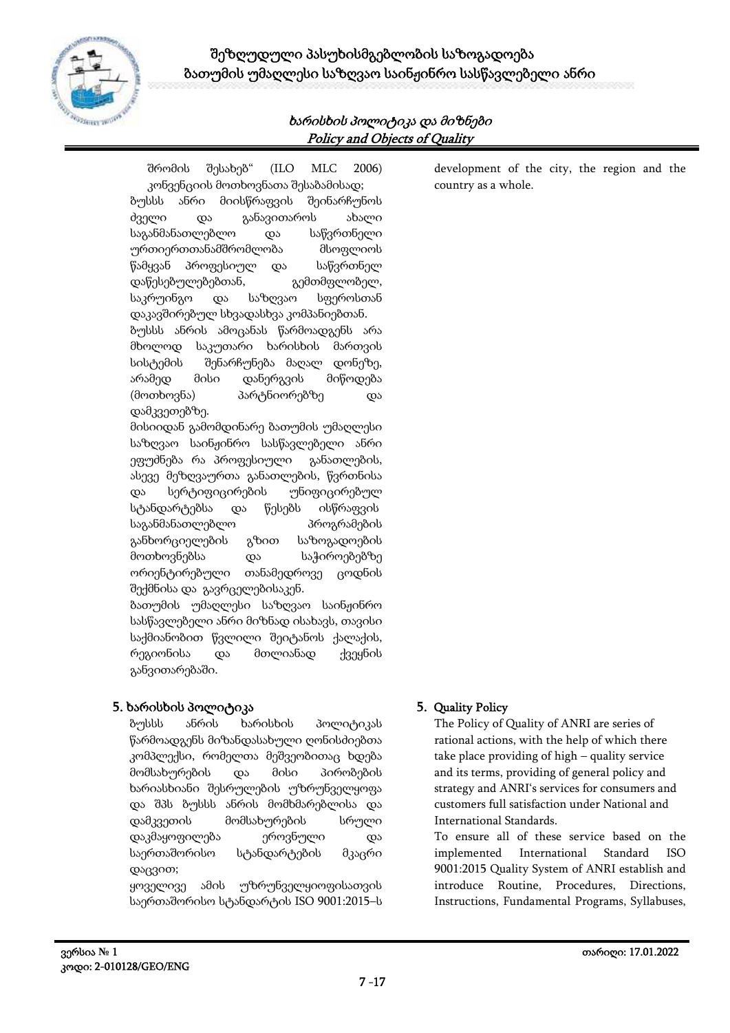შრომის შესახებ" (ILO MLC 2006) კონვენციის მოთხოვნათა შესაბამისად;

ბუსსს ანრი მიისწრაფვის შეინარჩუნოს ძველი და განავითაროს ახალი საგანმანათლებლო და საწვრთნელი ურთიერთთანამშრომლობა მსოფლიოს წამყვან პროფესიულ და საწვრთნელ დაწესებულებებთან, გემთმფლობელ, საკრუინგო და საზღვაო სფეროსთან დაკავშირებულ სხვადასხვა კომპანიებთან.

ბუსსს ანრის ამოცანას წარმოადგენს არა მხოლოდ საკუთარი ხარისხის მართვის სისტემის შენარჩუნება მაღალ დონეზე, არამედ მისი დანერგვის მიწოდება (მოთხოვნა) პარტნიორებზე და დამკვეთებზე.

მისიიდან გამომდინარე ბათუმის უმაღლესი საზღვაო საინჟინრო სასწავლებელი ანრი ეფუძნება რა პროფესიული განათლების, ასევე მეზღვაურთა განათლების, წვრთნისა და სერტიფიცირების უნიფიცირებულ სტანდარტებსა და წესებს ისწრაფვის საგანმანათლებლო პროგრამების განხორციელების გზით საზოგადოების მოთხოვნებსა და საჭიროებებზე ორიენტირებული თანამედროვე ცოდნის შექმნისა და გავრცელებისაკენ.

ბათუმის უმაღლესი საზღვაო საინჟინრო სასწავლებელი ანრი მიზნად ისახავს, თავისი საქმიანობით წვლილი შეიტანოს ქალაქის, რეგიონისა და მთლიანად ქვეყნის განვითარებაში.

development of the city, the region and the country as a whole.

## 5. ხარისხის პოლიტიკა

ბუსსს ანრის ხარისხის პოლიტიკას წარმოადგენს მიზანდასახული ღონისძიებათა კომპლექსი, რომელთა მეშვეობითაც ხდება მომსახურების და მისი პირობების ხარიასხიანი შესრულების უზრუნველყოფა და შპს ბუსსს ანრის მომხმარებლისა და დამკვეთის მომსახურების სრული დაკმაყოფილება ეროვნული და საერთაშორისო სტანდარტების მკაცრი დაცვით;

ყოველივე ამის უზრუნველყოფისათვის საერთაშორისო სტანდარტის ISO 9001:2015–ს

## 5. Quality Policy

The Policy of Quality of ANRI are series of rational actions, with the help of which there take place providing of high – quality service and its terms, providing of general policy and strategy and ANRI's services for consumers and customers full satisfaction under National and International Standards.

To ensure all of these service based on the implemented International Standard ISO 9001:2015 Quality System of ANRI establish and introduce Routine, Procedures, Directions, Instructions, Fundamental Programs, Syllabuses,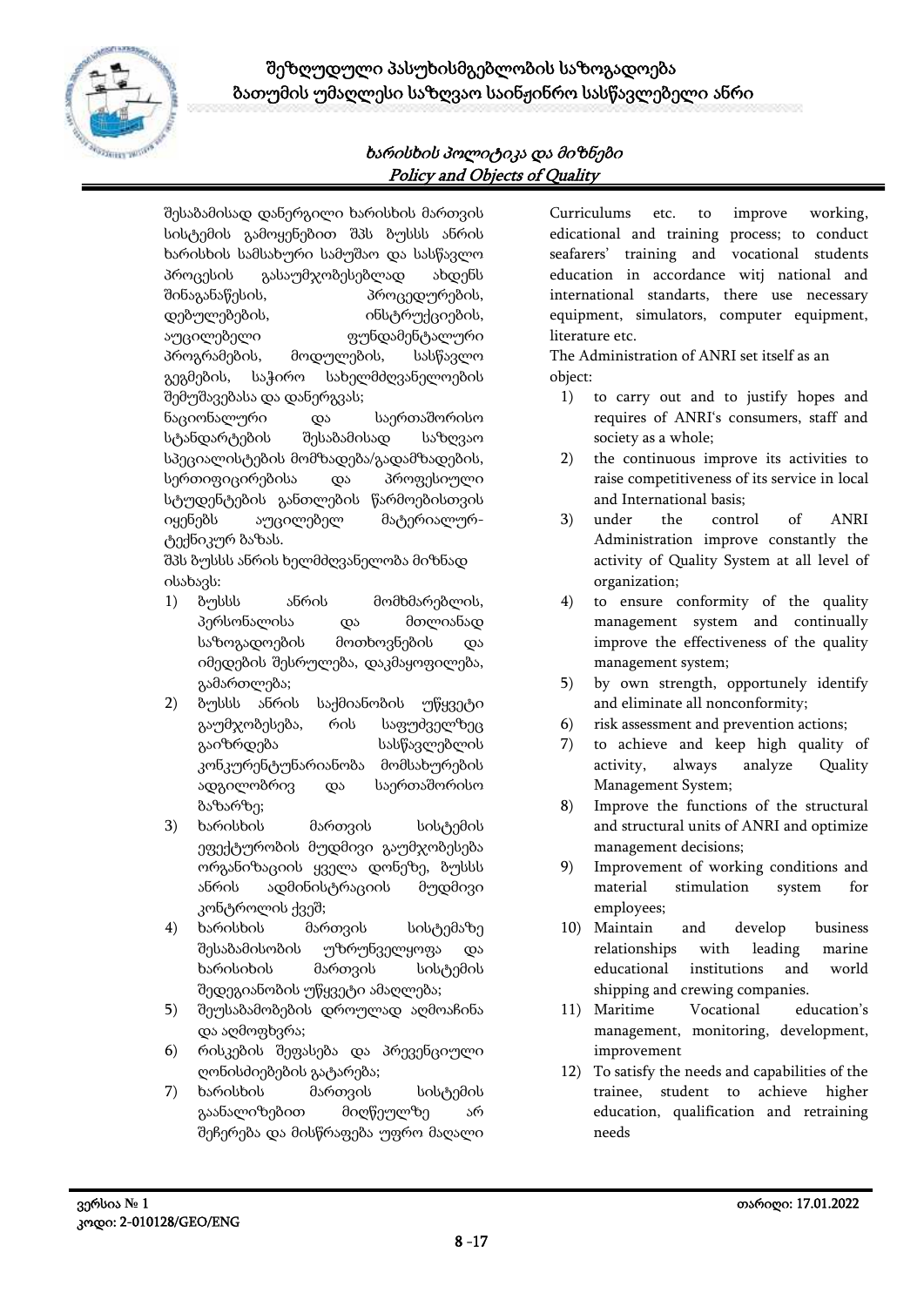შესაბამისად დანერგილი ხარისხის მართვის სისტემის გამოყენებით შპს ბუსსს ანრის ხარისხის სამსახური სამუშაო და სასწავლო პროცესის გასაუმჯობესებლად ახდენს შინაგანაწესის, პროცედურების, დებულებების, ინსტრუქციების, აუცილებელი ფუნდამენტალური პროგრამების, მოდულების, სასწავლო გეგმების, საჭირო სახელმძღვანელოების შემუშავებასა და დანერგვას;

ნაციონალური და საერთაშორისო სტანდარტების შესაბამისად საზღვაო სპეციალისტების მომზადება/გადამზადების, სერთიფიცირებისა და პროფესიული სტუდენტების განათლების წარმოებისთვის იყენებს აუცილებელ მატერიალურ-ტექნიკურ ბაზას.

შპს ბუსსს ანრის ხელმძღვანელობა მიზნად ისახავს:

1) ბუსსს ანრის მომხმარებლის, პერსონალისა და მთლიანად საზოგადოების მოთხოვნების და იმედების შესრულება, დაკმაყოფილება, გამართლება;
2) ბუსსს ანრის საქმიანობის უწყვეტი გაუმჯობესება, რის საფუძველზეც გაიზრდება სასწავლებლის კონკურენტუნარიანობა მომსახურების ადგილობრივ და საერთაშორისო ბაზარზე;
3) ხარისხის მართვის სისტემის ეფექტურობის მუდმივი გაუმჯობესება ორგანიზაციის ყველა დონეზე, ბუსსს ანრის ადმინისტრაციის მუდმივი კონტროლის ქვეშ;
4) ხარისხის მართვის სისტემაზე შესაბამისობის უზრუნველყოფა და ხარისიხის მართვის სისტემის შედეგიანობის უწყვეტი ამაღლება;
5) შეუსაბამობების დროულად აღმოაჩინა და აღმოფხვრა;
6) რისკების შეფასება და პრევენციული ღონისძიებების გატარება;
7) ხარისხის მართვის სისტემის გაანალიზებით მიღწეულზე არ შეჩერება და მისწრაფება უფრო მაღალი

Curriculums etc. to improve working, edicational and training process; to conduct seafarers' training and vocational students education in accordance witj national and international standarts, there use necessary equipment, simulators, computer equipment, literature etc.

The Administration of ANRI set itself as an object:

1) to carry out and to justify hopes and requires of ANRI's consumers, staff and society as a whole;
2) the continuous improve its activities to raise competitiveness of its service in local and International basis;
3) under the control of ANRI Administration improve constantly the activity of Quality System at all level of organization;
4) to ensure conformity of the quality management system and continually improve the effectiveness of the quality management system;
5) by own strength, opportunely identify and eliminate all nonconformity;
6) risk assessment and prevention actions;
7) to achieve and keep high quality of activity, always analyze Quality Management System;
8) Improve the functions of the structural and structural units of ANRI and optimize management decisions;
9) Improvement of working conditions and material stimulation system for employees;
10) Maintain and develop business relationships with leading marine educational institutions and world shipping and crewing companies.
11) Maritime Vocational education's management, monitoring, development, improvement
12) To satisfy the needs and capabilities of the trainee, student to achieve higher education, qualification and retraining needs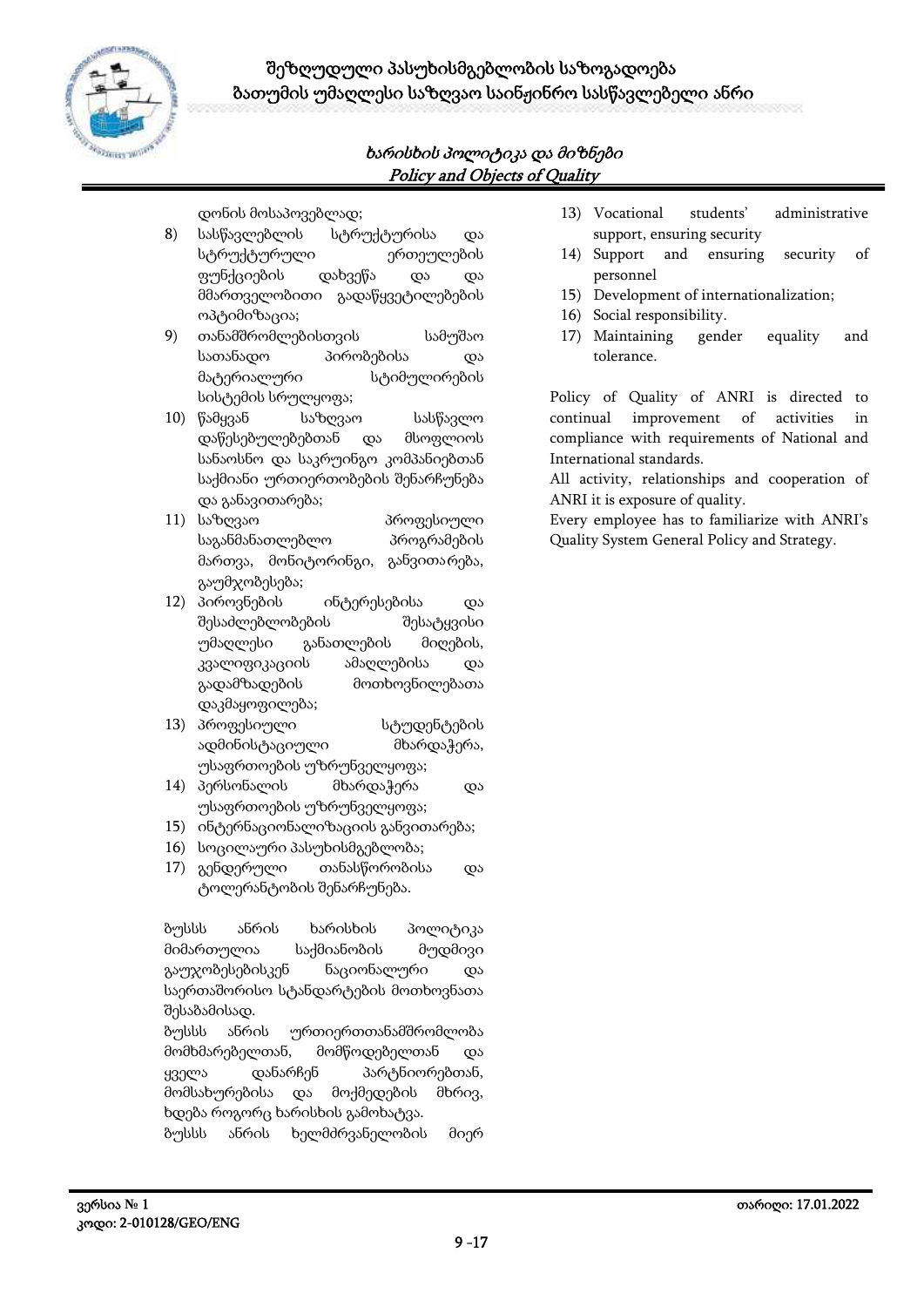დონის მოსაპოვებლად;

8) სასწავლებლის სტრუქტურისა და სტრუქტურული ერთეულების ფუნქციების დახვეწა და და მმართველობითი გადაწყვეტილებების ოპტიმიზაცია;
9) თანამშრომლებისთვის სამუშაო სათანადო პირობებისა და მატერიალური სტიმულირების სისტემის სრულყოფა;
10) წამყვან საზღვაო სასწავლო დაწესებულებებთან და მსოფლიოს სანაოსნო და საკრუინგო კომპანიებთან საქმიანი ურთიერთობების შენარჩუნება და განავითარება;
11) საზღვაო პროფესიული საგანმანათლებლო პროგრამების მართვა, მონიტორინგი, განვითარება, გაუმჯობესება;
12) პიროვნების ინტერესებისა და შესაძლებლობების შესატყვისი უმაღლესი განათლების მიღების, კვალიფიკაციის ამაღლებისა და გადამზადების მოთხოვნილებათა დაკმაყოფილება;
13) პროფესიული სტუდენტების ადმინისტაციული მხარდაჭერა, უსაფრთოების უზრუნველყოფა;
14) პერსონალის მხარდაჭერა და უსაფრთოების უზრუნველყოფა;
15) ინტერნაციონალიზაციის განვითარება;
16) სოციალური პასუხისმგებლობა;
17) გენდერული თანასწორობისა და ტოლერანტობის შენარჩუნება.

ბუსსს ანრის ხარისხის პოლიტიკა მიმართულია საქმიანობის მუდმივი გაუჯობესებისკენ ნაციონალური და საერთაშორისო სტანდარტების მოთხოვნათა შესაბამისად.

ბუსსს ანრის ურთიერთთანამშრომლობა მომხმარებელთან, მომწოდებელთან და ყველა დანარჩენ პარტნიორებთან, მომსახურებისა და მოქმედების მხრივ, ხდება როგორც ხარისხის გამოხატვა.

ბუსსს ანრის ხელმძღვანელობის მიერ

13) Vocational students' administrative support, ensuring security
14) Support and ensuring security of personnel
15) Development of internationalization;
16) Social responsibility.
17) Maintaining gender equality and tolerance.

Policy of Quality of ANRI is directed to continual improvement of activities in compliance with requirements of National and International standards.

All activity, relationships and cooperation of ANRI it is exposure of quality.

Every employee has to familiarize with ANRI's Quality System General Policy and Strategy.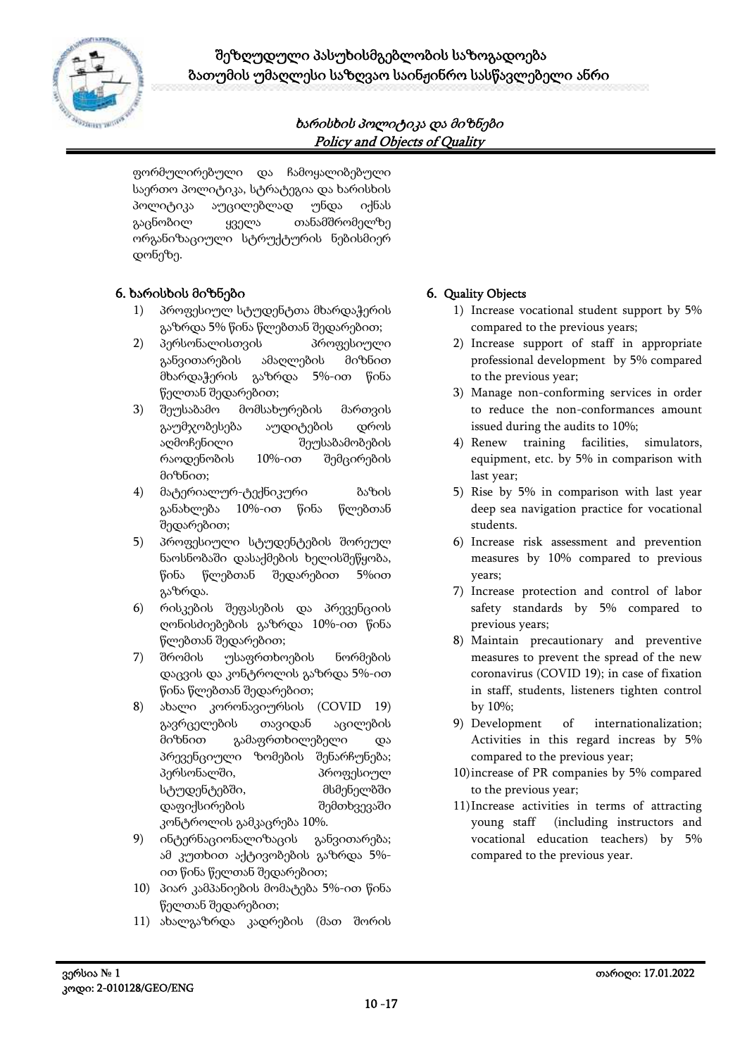ფორმულირებული და ჩამოყალიბებული საერთო პოლიტიკა, სტრატეგია და ხარისხის პოლიტიკა აუცილებლად უნდა იქნას გაცნობილ ყველა თანამშრომელზე ორგანიზაციული სტრუქტურის ნებისმიერ დონეზე.

## 6. ხარისხის მიზნები

1) პროფესიულ სტუდენტთა მხარდაჭერის გაზრდა 5% წინა წლებთან შედარებით;
2) პერსონალისთვის პროფესიული განვითარების ამაღლების მიზნით მხარდაჭერის გაზრდა 5%-ით წინა წელთან შედარებით;
3) შეუსაბამო მომსახურების მართვის გაუმჯობესება აუდიტების დროს აღმოჩენილი შეუსაბამობების რაოდენობის 10%-ით შემცირების მიზნით;
4) მატერიალურ-ტექნიკური ბაზის განახლება 10%-ით წინა წლებთან შედარებით;
5) პროფესიული სტუდენტების შორეულ ნაოსნობაში დასაქმების ხელისშეწყობა, წინა წლებთან შედარებით 5%ით გაზრდა.
6) რისკების შეფასების და პრევენციის ღონისძიებების გაზრდა 10%-ით წინა წლებთან შედარებით;
7) შრომის უსაფრთხოების ნორმების დაცვის და კონტროლის გაზრდა 5%-ით წინა წლებთან შედარებით;
8) ახალი კორონავირუსის (COVID 19) გავრცელების თავიდან აცილების მიზნით გამაფრთხილებელი და პრევენციული ზომების შენარჩუნება; პერსონალში, პროფესიულ სტუდენტებში, მსმენელებში დაფიქსირების შემთხვევაში კონტროლის გამკაცრება 10%.
9) ინტერნაციონალიზაციის განვითარება; ამ კუთხით აქტივობების გაზრდა 5%-ით წინა წელთან შედარებით;
10) პიარ კამპანიების მომატება 5%-ით წინა წელთან შედარებით;
11) ახალგაზრდა კადრების (მათ შორის

## 6. Quality Objects

1) Increase vocational student support by 5% compared to the previous years;
2) Increase support of staff in appropriate professional development by 5% compared to the previous year;
3) Manage non-conforming services in order to reduce the non-conformances amount issued during the audits to 10%;
4) Renew training facilities, simulators, equipment, etc. by 5% in comparison with last year;
5) Rise by 5% in comparison with last year deep sea navigation practice for vocational students.
6) Increase risk assessment and prevention measures by 10% compared to previous years;
7) Increase protection and control of labor safety standards by 5% compared to previous years;
8) Maintain precautionary and preventive measures to prevent the spread of the new coronavirus (COVID 19); in case of fixation in staff, students, listeners tighten control by 10%;
9) Development of internationalization; Activities in this regard increas by 5% compared to the previous year;
10) increase of PR companies by 5% compared to the previous year;
11) Increase activities in terms of attracting young staff (including instructors and vocational education teachers) by 5% compared to the previous year.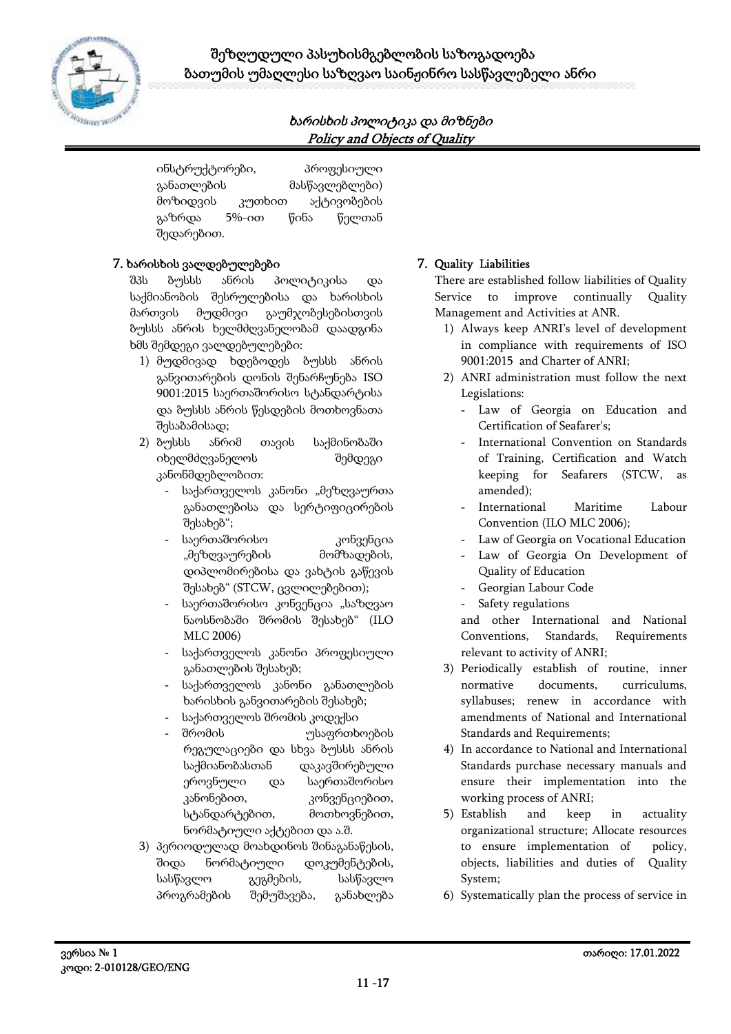ინსტრუქტორები, პროფესიული განათლების მასწავლებლები) მოზიდვის კუთხით აქტივობების გაზრდა 5%-ით წინა წელთან შედარებით.

## 7. ხარისხის ვალდებულებები

შპს ბუსსს ანრის პოლიტიკისა და საქმიანობის შესრულებისა და ხარისხის მართვის მუდმივი გაუმჯობესებისთვის ბუსსს ანრის ხელმძღვანელობამ დაადგინა ხმს შემდეგი ვალდებულებები:

1) მუდმივად ხდებოდეს ბუსსს ანრის განვითარების დონის შენარჩუნება ISO 9001:2015 საერთაშორისო სტანდარტისა და ბუსსს ანრის წესდების მოთხოვნათა შესაბამისად;
2) ბუსსს ანრიმ თავის საქმინობაში იხელმძღვანელოს შემდეგი კანონმდებლობით:
   - საქართველოს კანონი „მეზღვაურთა განათლებისა და სერტიფიცირების შესახებ";
   - საერთაშორისო კონვენცია „მეზღვაურების მომზადების, დიპლომირებისა და ვახტის გაწევის შესახებ" (STCW, ცვლილებებით);
   - საერთაშორისო კონვენცია „საზღვაო ნაოსნობაში შრომის შესახებ" (ILO MLC 2006)
   - საქართველოს კანონი პროფესიული განათლების შესახებ;
   - საქართველოს კანონი განათლების ხარისხის განვითარების შესახებ;
   - საქართველოს შრომის კოდექსი
   - შრომის უსაფრთხოების რეგულაციები და სხვა ბუსსს ანრის საქმიანობასთან დაკავშირებული ეროვნული და საერთაშორისო კანონებით, კონვენციებით, სტანდარტებით, მოთხოვნებით, ნორმატიული აქტებით და ა.შ.
3) პერიოდულად მოახდინოს შინაგანაწესის, შიდა ნორმატიული დოკუმენტების, სასწავლო გეგმების, სასწავლო პროგრამების შემუშავება, განახლება

## 7. Quality Liabilities

There are established follow liabilities of Quality Service to improve continually Quality Management and Activities at ANR.

1) Always keep ANRI's level of development in compliance with requirements of ISO 9001:2015 and Charter of ANRI;
2) ANRI administration must follow the next Legislations:
   - Law of Georgia on Education and Certification of Seafarer's;
   - International Convention on Standards of Training, Certification and Watch keeping for Seafarers (STCW, as amended);
   - International Maritime Labour Convention (ILO MLC 2006);
   - Law of Georgia on Vocational Education
   - Law of Georgia On Development of Quality of Education
   - Georgian Labour Code
   - Safety regulations

   and other International and National Conventions, Standards, Requirements relevant to activity of ANRI;
3) Periodically establish of routine, inner normative documents, curriculums, syllabuses; renew in accordance with amendments of National and International Standards and Requirements;
4) In accordance to National and International Standards purchase necessary manuals and ensure their implementation into the working process of ANRI;
5) Establish and keep in actuality organizational structure; Allocate resources to ensure implementation of policy, objects, liabilities and duties of Quality System;
6) Systematically plan the process of service in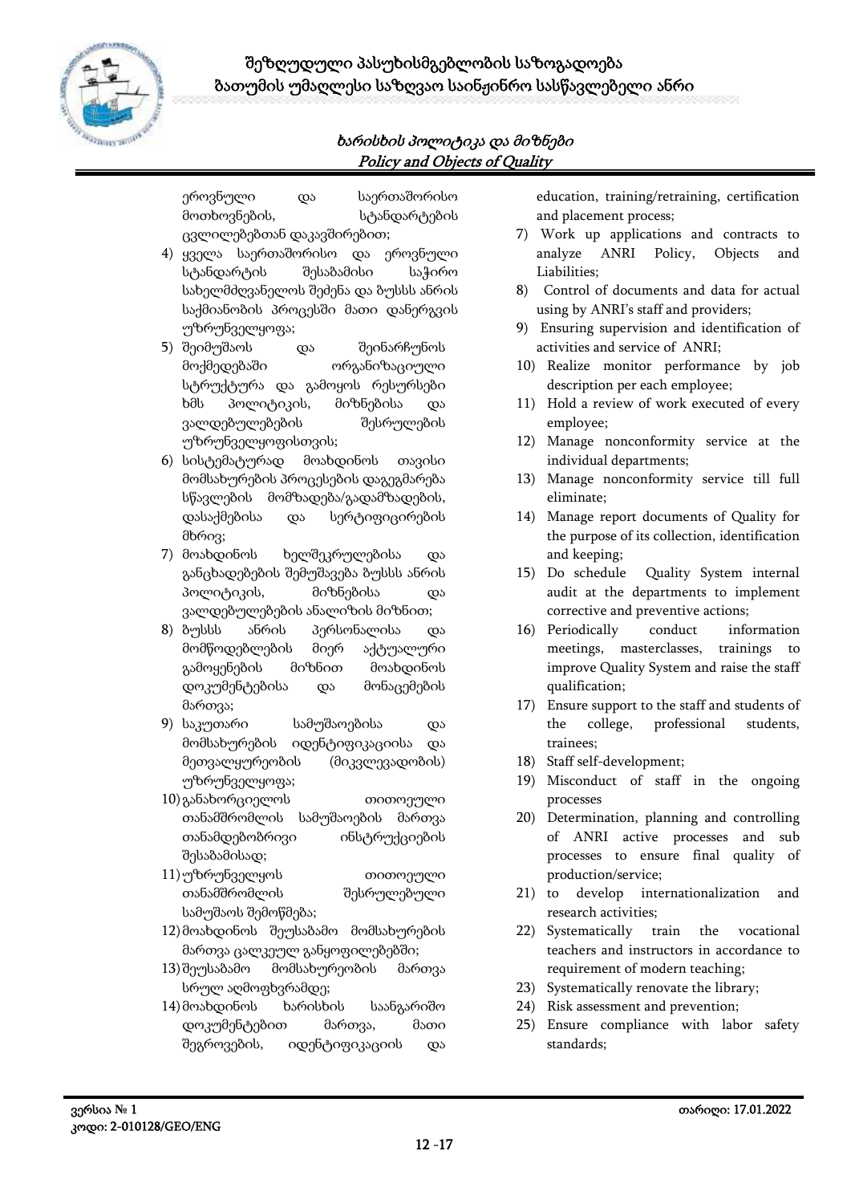ეროვნული და საერთაშორისო მოთხოვნების, სტანდარტების ცვლილებებთან დაკავშირებით;

4) ყველა საერთაშორისო და ეროვნული სტანდარტის შესაბამისი საჭირო სახელმძღვანელოს შეძენა და ბუსსს ანრის საქმიანობის პროცესში მათი დანერგვის უზრუნველყოფა;
5) შეიმუშაოს და შეინარჩუნოს მოქმედებაში ორგანიზაციული სტრუქტურა და გამოყოს რესურსები ხმს პოლიტიკის, მიზნებისა და ვალდებულებების შესრულების უზრუნველყოფისთვის;
6) სისტემატურად მოახდინოს თავისი მომსახურების პროცესების დაგეგმარება სწავლების მომზადება/გადამზადების, დასაქმებისა და სერტიფიცირების მხრივ;
7) მოახდინოს ხელშეკრულებისა და განცხადებების შემუშავება ბუსსს ანრის პოლიტიკის, მიზნებისა და ვალდებულებების ანალიზის მიზნით;
8) ბუსსს ანრის პერსონალისა და მომწოდებლების მიერ აქტუალური გამოყენების მიზნით მოახდინოს დოკუმენტებისა და მონაცემების მართვა;
9) საკუთარი სამუშაოებისა და მომსახურების იდენტიფიკაციისა და მეთვალყურეობის (მიკვლევადობის) უზრუნველყოფა;
10) განახორციელოს თითოეული თანამშრომლის სამუშაოების მართვა თანამდებობრივი ინსტრუქციების შესაბამისად;
11) უზრუნველყოს თითოეული თანამშრომლის შესრულებული სამუშაოს შემოწმება;
12) მოახდინოს შეუსაბამო მომსახურების მართვა ცალკეულ განყოფილებებში;
13) შეუსაბამო მომსახურეობის მართვა სრულ აღმოფხვრამდე;
14) მოახდინოს ხარისხის საანგარიშო დოკუმენტებით მართვა, მათი შეგროვების, იდენტიფიკაციის და

education, training/retraining, certification and placement process;

7) Work up applications and contracts to analyze ANRI Policy, Objects and Liabilities;
8) Control of documents and data for actual using by ANRI's staff and providers;
9) Ensuring supervision and identification of activities and service of ANRI;
10) Realize monitor performance by job description per each employee;
11) Hold a review of work executed of every employee;
12) Manage nonconformity service at the individual departments;
13) Manage nonconformity service till full eliminate;
14) Manage report documents of Quality for the purpose of its collection, identification and keeping;
15) Do schedule Quality System internal audit at the departments to implement corrective and preventive actions;
16) Periodically conduct information meetings, masterclasses, trainings to improve Quality System and raise the staff qualification;
17) Ensure support to the staff and students of the college, professional students, trainees;
18) Staff self-development;
19) Misconduct of staff in the ongoing processes
20) Determination, planning and controlling of ANRI active processes and sub processes to ensure final quality of production/service;
21) to develop internationalization and research activities;
22) Systematically train the vocational teachers and instructors in accordance to requirement of modern teaching;
23) Systematically renovate the library;
24) Risk assessment and prevention;
25) Ensure compliance with labor safety standards;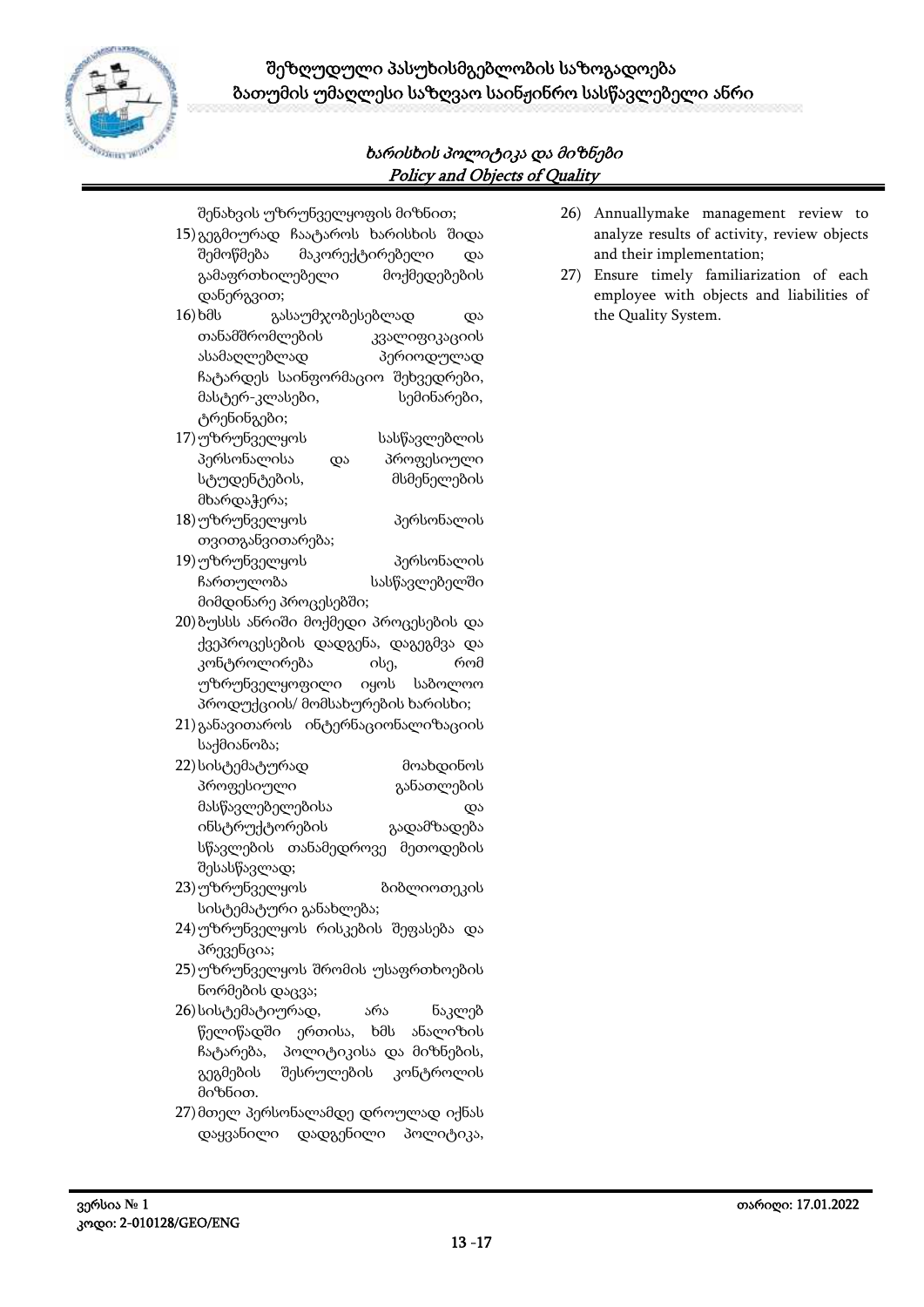შენახვის უზრუნველყოფის მიზნით;

15) გეგმიურად ჩაატაროს ხარისხის შიდა შემოწმება მაკორექტირებელი და გამაფრთხილებელი მოქმედებების დანერგვით;
16) ხმს გასაუმჯობესებლად და თანამშრომლების კვალიფიკაციის ასამაღლებლად პერიოდულად ჩატარდეს საინფორმაციო შეხვედრები, მასტერ-კლასები, სემინარები, ტრენინგები;
17) უზრუნველყოს სასწავლებლის პერსონალისა და პროფესიული სტუდენტების, მსმენელების მხარდაჭერა;
18) უზრუნველყოს პერსონალის თვითგანვითარება;
19) უზრუნველყოს პერსონალის ჩართულობა სასწავლებელში მიმდინარე პროცესებში;
20) ბუსსს ანრიში მოქმედი პროცესების და ქვეპროცესების დადგენა, დაგეგმვა და კონტროლირება ისე, რომ უზრუნველყოფილი იყოს საბოლოო პროდუქციის/ მომსახურების ხარისხი;
21) განავითაროს ინტერნაციონალიზაციის საქმიანობა;
22) სისტემატურად მოახდინოს პროფესიული განათლების მასწავლებელებისა და ინსტრუქტორების გადამზადება სწავლების თანამედროვე მეთოდების შესასწავლად;
23) უზრუნველყოს ბიბლიოთეკის სისტემატური განახლება;
24) უზრუნველყოს რისკების შეფასება და პრევენცია;
25) უზრუნველყოს შრომის უსაფრთხოების ნორმების დაცვა;
26) სისტემატიურად, არა ნაკლებ წელიწადში ერთისა, ხმს ანალიზის ჩატარება, პოლიტიკისა და მიზნების, გეგმების შესრულების კონტროლის მიზნით.
27) მთელ პერსონალამდე დროულად იქნას დაყვანილი დადგენილი პოლიტიკა,

26) Annuallymake management review to analyze results of activity, review objects and their implementation;
27) Ensure timely familiarization of each employee with objects and liabilities of the Quality System.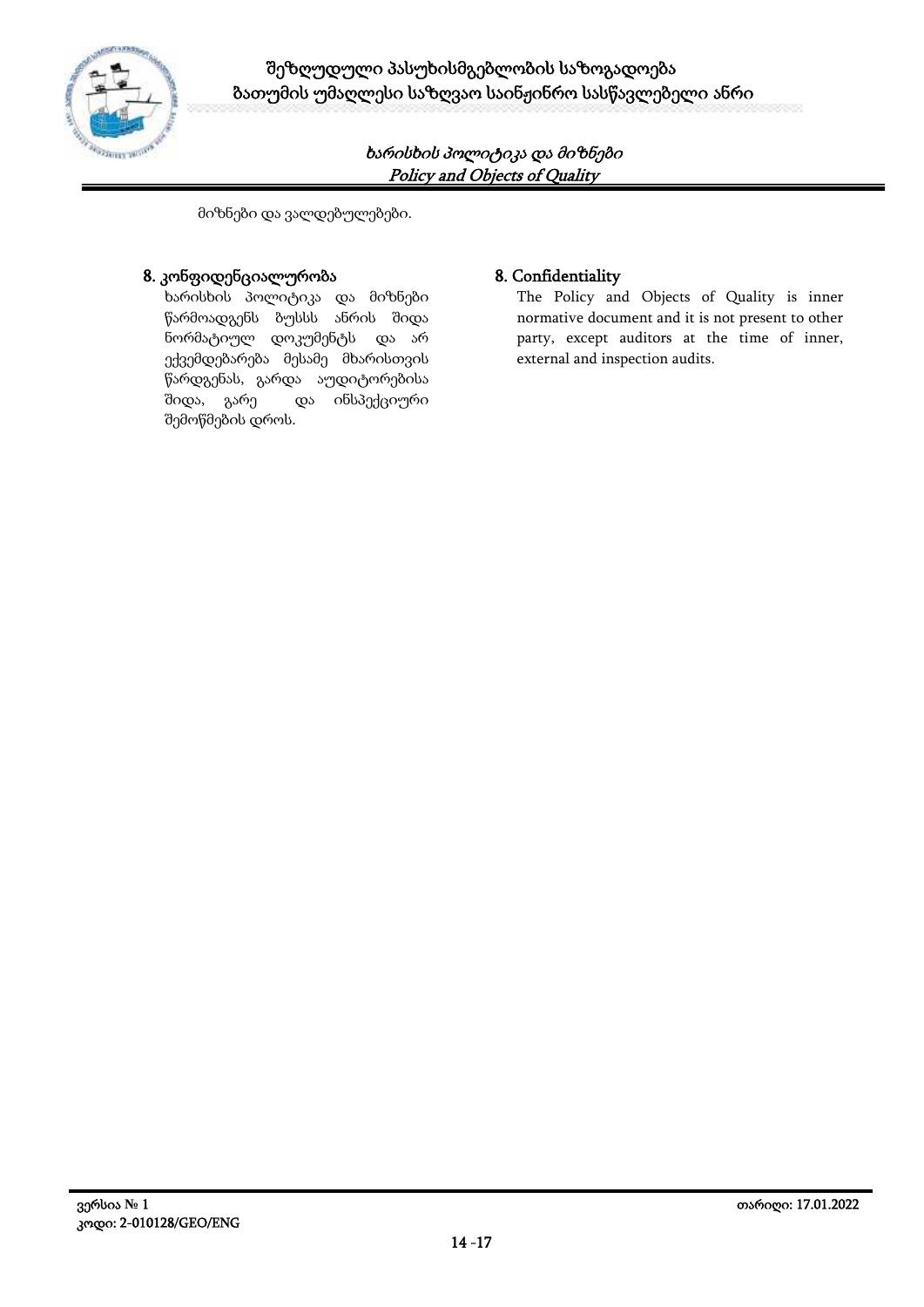მიზნები და ვალდებულებები.

## 8. კონფიდენციალურობა

ხარისხის პოლიტიკა და მიზნები წარმოადგენს ბუსსს ანრის შიდა ნორმატიულ დოკუმენტს და არ ექვემდებარება მესამე მხარისთვის წარდგენას, გარდა აუდიტორებისა შიდა, გარე და ინსპექციური შემოწმების დროს.

## 8. Confidentiality

The Policy and Objects of Quality is inner normative document and it is not present to other party, except auditors at the time of inner, external and inspection audits.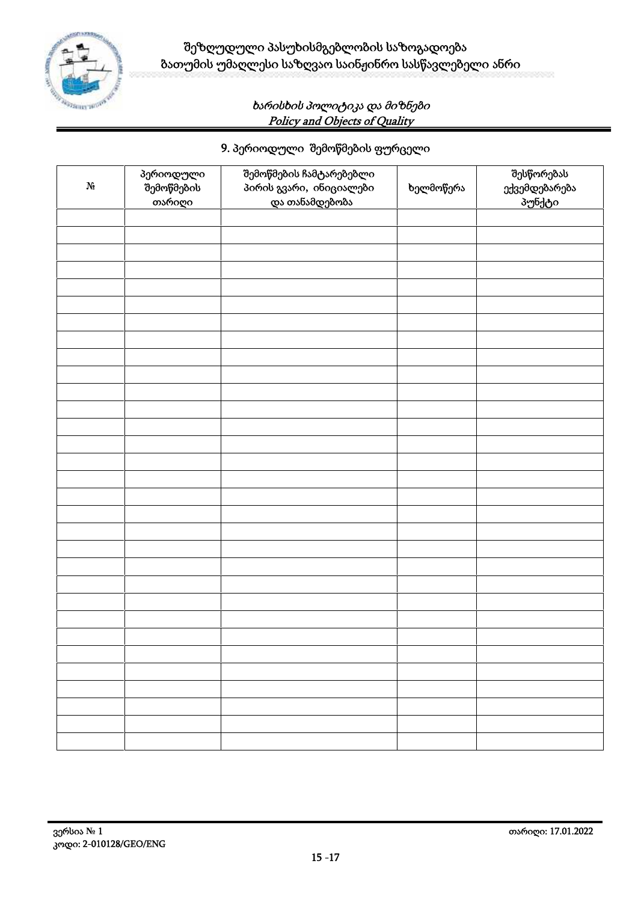## 9. პერიოდული შემოწმების ფურცელი

| № | პერიოდული შემოწმების თარიღი | შემოწმების ჩამტარებელი პირის გვარი, ინიციალები და თანამდებობა | ხელმოწერა | შესწორებას ექვემდებარება პუნქტი |
|---|---|---|---|---|
| | | | | |
| | | | | |
| | | | | |
| | | | | |
| | | | | |
| | | | | |
| | | | | |
| | | | | |
| | | | | |
| | | | | |
| | | | | |
| | | | | |
| | | | | |
| | | | | |
| | | | | |
| | | | | |
| | | | | |
| | | | | |
| | | | | |
| | | | | |
| | | | | |
| | | | | |
| | | | | |
| | | | | |
| | | | | |
| | | | | |
| | | | | |
| | | | | |
| | | | | |
| | | | | |
| | | | | |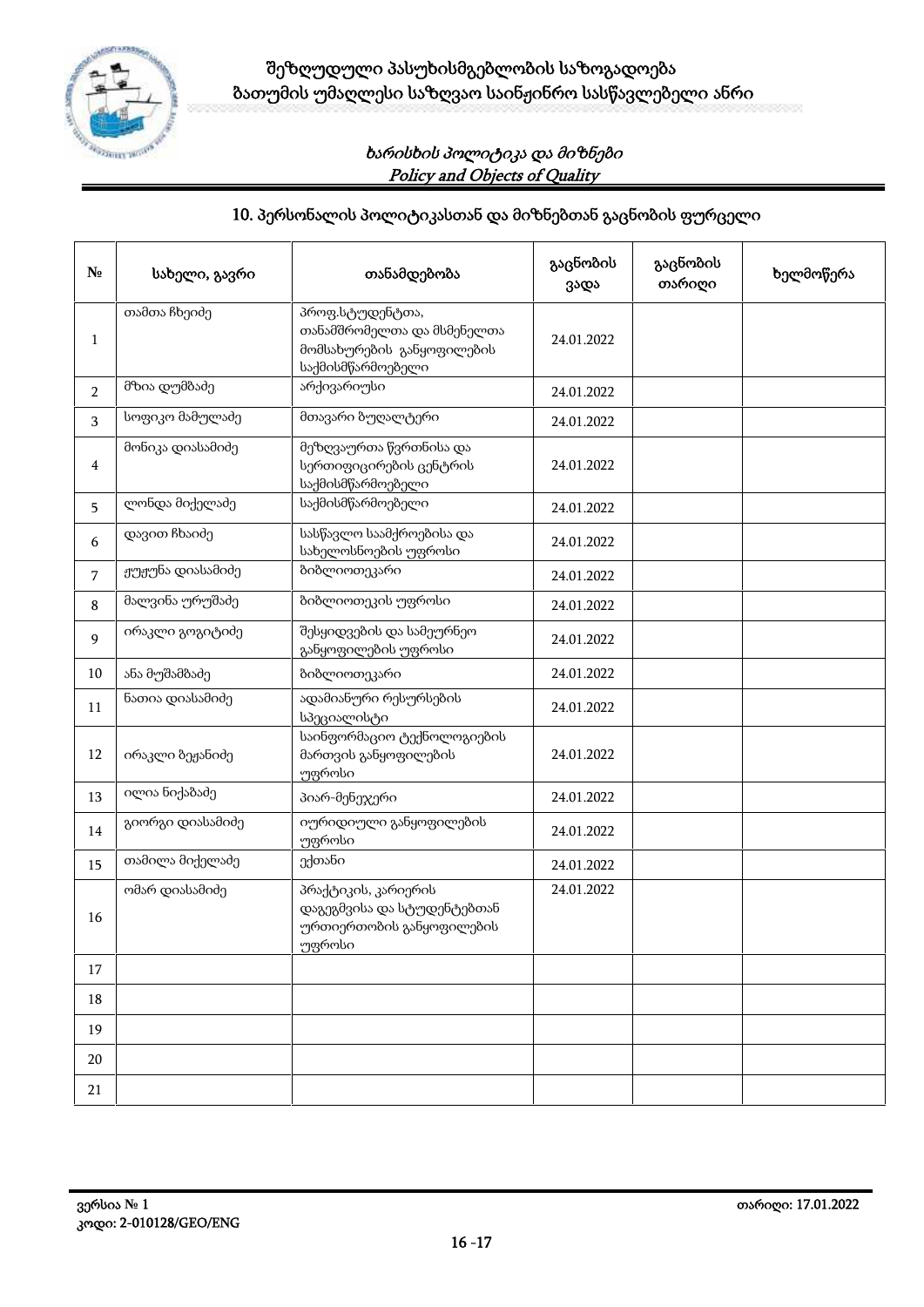## 10. პერსონალის პოლიტიკასთან და მიზნებთან გაცნობის ფურცელი

| № | სახელი, გვარი | თანამდებობა | გაცნობის ვადა | გაცნობის თარიღი | ხელმოწერა |
|---|---|---|---|---|---|
| 1 | თამთა ჩხეიძე | პროფ.სტუდენტთა, თანამშრომელთა და მსმენელთა მომსახურების განყოფილების საქმისმწარმოებელი | 24.01.2022 | | |
| 2 | მზია დუმბაძე | არქივარიუსი | 24.01.2022 | | |
| 3 | სოფიკო მამულაძე | მთავარი ბუღალტერი | 24.01.2022 | | |
| 4 | მონიკა დიასამიძე | მეზღვაურთა წვრთნისა და სერთიფიცირების ცენტრის საქმისმწარმოებელი | 24.01.2022 | | |
| 5 | ლონდა მიქელაძე | საქმისმწარმოებელი | 24.01.2022 | | |
| 6 | დავით ჩხაიძე | სასწავლო სამქროებისა და სახელოსნოების უფროსი | 24.01.2022 | | |
| 7 | ჟუჟუნა დიასამიძე | ბიბლიოთეკარი | 24.01.2022 | | |
| 8 | მალვინა ურუშაძე | ბიბლიოთეკის უფროსი | 24.01.2022 | | |
| 9 | ირაკლი გოგიტიძე | შესყიდვების და სამეურნეო განყოფილების უფროსი | 24.01.2022 | | |
| 10 | ანა მუშამბაძე | ბიბლიოთეკარი | 24.01.2022 | | |
| 11 | ნათია დიასამიძე | ადამიანური რესურსების სპეციალისტი | 24.01.2022 | | |
| 12 | ირაკლი ბეჟანიძე | საინფორმაციო ტექნოლოგიების მართვის განყოფილების უფროსი | 24.01.2022 | | |
| 13 | ილია ნიქაბაძე | პიარ-მენეჯერი | 24.01.2022 | | |
| 14 | გიორგი დიასამიძე | იურიდიული განყოფილების უფროსი | 24.01.2022 | | |
| 15 | თამილა მიქელაძე | ექთანი | 24.01.2022 | | |
| 16 | ომარ დიასამიძე | პრაქტიკის, კარიერის დაგეგმვისა და სტუდენტებთან ურთიერთობის განყოფილების უფროსი | 24.01.2022 | | |
| 17 | | | | | |
| 18 | | | | | |
| 19 | | | | | |
| 20 | | | | | |
| 21 | | | | | |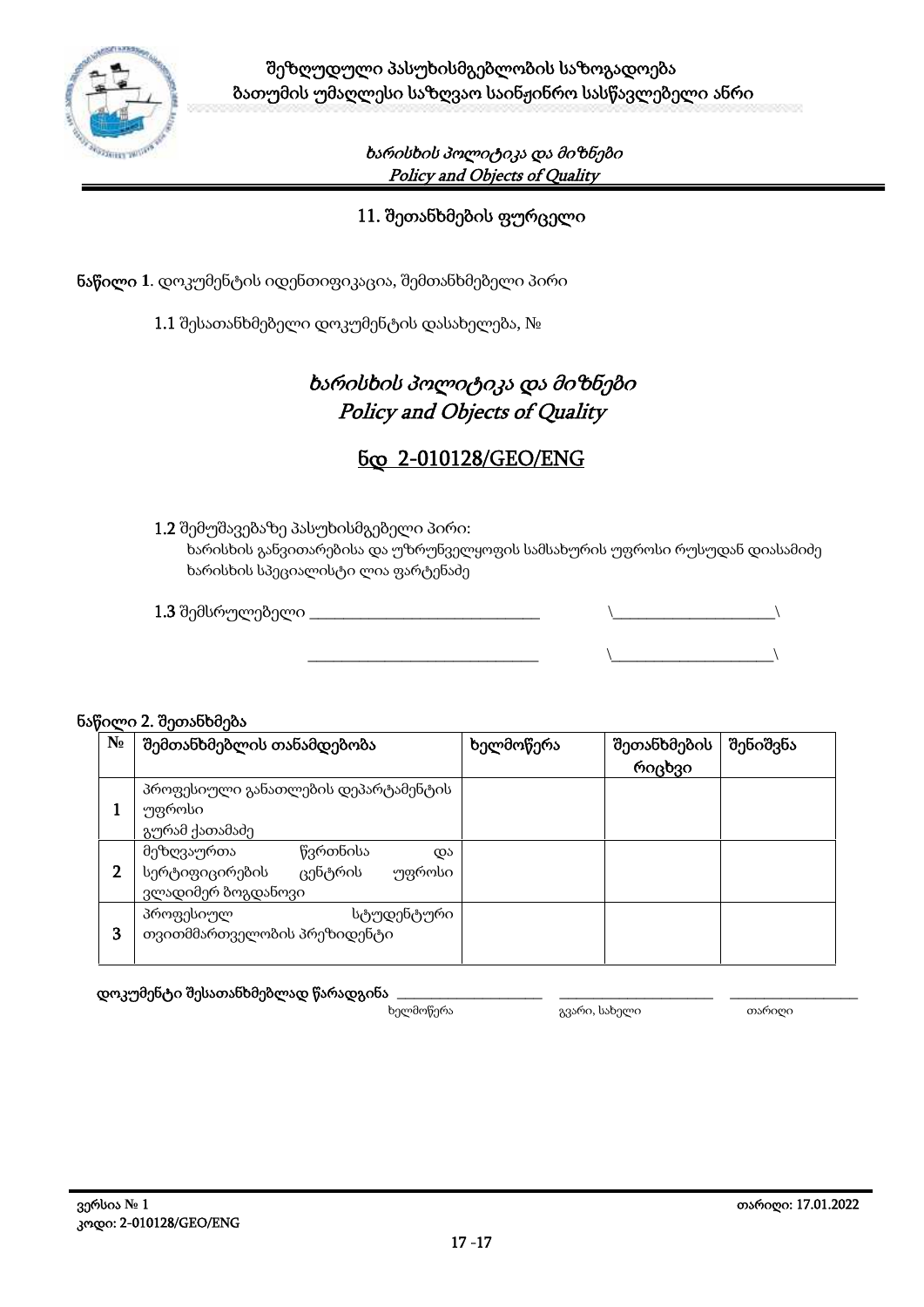## 11. შეთანხმების ფურცელი

**ნაწილი 1**. დოკუმენტის იდენთიფიკაცია, შემთანხმებელი პირი

**1.1** შესათანხმებელი დოკუმენტის დასახელება, №

# *ხარისხის პოლიტიკა და მიზნები*
# *Policy and Objects of Quality*

## ნდ 2-010128/GEO/ENG

**1.2** შემუშავებაზე პასუხისმგებელი პირი:
ხარისხის განვითარებისა და უზრუნველყოფის სამსახურის უფროსი რუსუდან დიასამიძე
ხარისხის სპეციალისტი ლია ფარტენაძე

**1.3** შემსრულებელი ______________________________ \\______________________\\

______________________________ \\______________________\\

**ნაწილი 2. შეთანხმება**

| № | შემთანხმებლის თანამდებობა | ხელმოწერა | შეთანხმების რიცხვი | შენიშვნა |
|---|---|---|---|---|
| 1 | პროფესიული განათლების დეპარტამენტის უფროსი გურამ ქათამაძე | | | |
| 2 | მეზღვაურთა წვრთნისა და სერტიფიცირების ცენტრის უფროსი ვლადიმერ ბოგდანოვი | | | |
| 3 | პროფესიულ სტუდენტური თვითმმართველობის პრეზიდენტი | | | |

**დოკუმენტი შესათანხმებლად წარადგინა** ______________________ ______________________ ____________________
ხელმოწერა გვარი, სახელი თარიღი